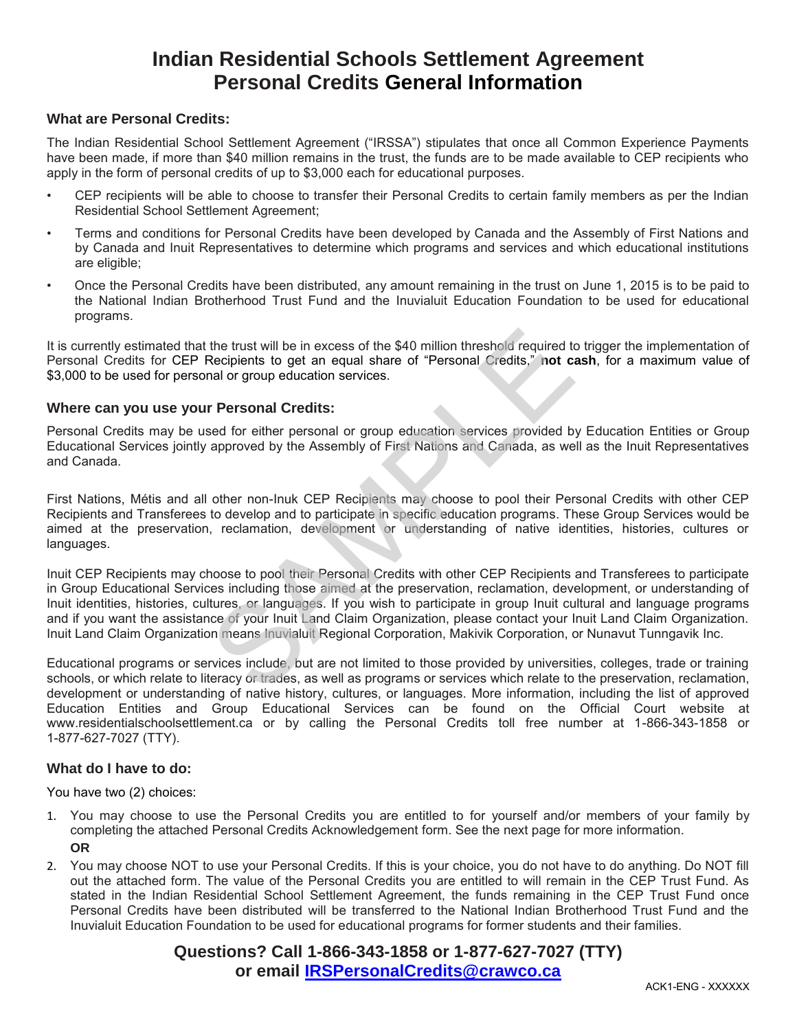# Indian Residential Schools Settlement Agreement
# Personal Credits General Information

### What are Personal Credits:

The Indian Residential School Settlement Agreement ("IRSSA") stipulates that once all Common Experience Payments have been made, if more than $40 million remains in the trust, the funds are to be made available to CEP recipients who apply in the form of personal credits of up to $3,000 each for educational purposes.

- CEP recipients will be able to choose to transfer their Personal Credits to certain family members as per the Indian Residential School Settlement Agreement;
- Terms and conditions for Personal Credits have been developed by Canada and the Assembly of First Nations and by Canada and Inuit Representatives to determine which programs and services and which educational institutions are eligible;
- Once the Personal Credits have been distributed, any amount remaining in the trust on June 1, 2015 is to be paid to the National Indian Brotherhood Trust Fund and the Inuvialuit Education Foundation to be used for educational programs.

It is currently estimated that the trust will be in excess of the $40 million threshold required to trigger the implementation of Personal Credits for CEP Recipients to get an equal share of "Personal Credits," **not cash**, for a maximum value of $3,000 to be used for personal or group education services.

### Where can you use your Personal Credits:

Personal Credits may be used for either personal or group education services provided by Education Entities or Group Educational Services jointly approved by the Assembly of First Nations and Canada, as well as the Inuit Representatives and Canada.

First Nations, Métis and all other non-Inuk CEP Recipients may choose to pool their Personal Credits with other CEP Recipients and Transferees to develop and to participate in specific education programs. These Group Services would be aimed at the preservation, reclamation, development or understanding of native identities, histories, cultures or languages.

Inuit CEP Recipients may choose to pool their Personal Credits with other CEP Recipients and Transferees to participate in Group Educational Services including those aimed at the preservation, reclamation, development, or understanding of Inuit identities, histories, cultures, or languages. If you wish to participate in group Inuit cultural and language programs and if you want the assistance of your Inuit Land Claim Organization, please contact your Inuit Land Claim Organization. Inuit Land Claim Organization means Inuvialuit Regional Corporation, Makivik Corporation, or Nunavut Tunngavik Inc.

Educational programs or services include, but are not limited to those provided by universities, colleges, trade or training schools, or which relate to literacy or trades, as well as programs or services which relate to the preservation, reclamation, development or understanding of native history, cultures, or languages. More information, including the list of approved Education Entities and Group Educational Services can be found on the Official Court website at www.residentialschoolsettlement.ca or by calling the Personal Credits toll free number at 1-866-343-1858 or 1-877-627-7027 (TTY).

### What do I have to do:

You have two (2) choices:

1. You may choose to use the Personal Credits you are entitled to for yourself and/or members of your family by completing the attached Personal Credits Acknowledgement form. See the next page for more information.
   **OR**
2. You may choose NOT to use your Personal Credits. If this is your choice, you do not have to do anything. Do NOT fill out the attached form. The value of the Personal Credits you are entitled to will remain in the CEP Trust Fund. As stated in the Indian Residential School Settlement Agreement, the funds remaining in the CEP Trust Fund once Personal Credits have been distributed will be transferred to the National Indian Brotherhood Trust Fund and the Inuvialuit Education Foundation to be used for educational programs for former students and their families.

**Questions? Call 1-866-343-1858 or 1-877-627-7027 (TTY)**
**or email IRSPersonalCredits@crawco.ca**

ACK1-ENG - XXXXXX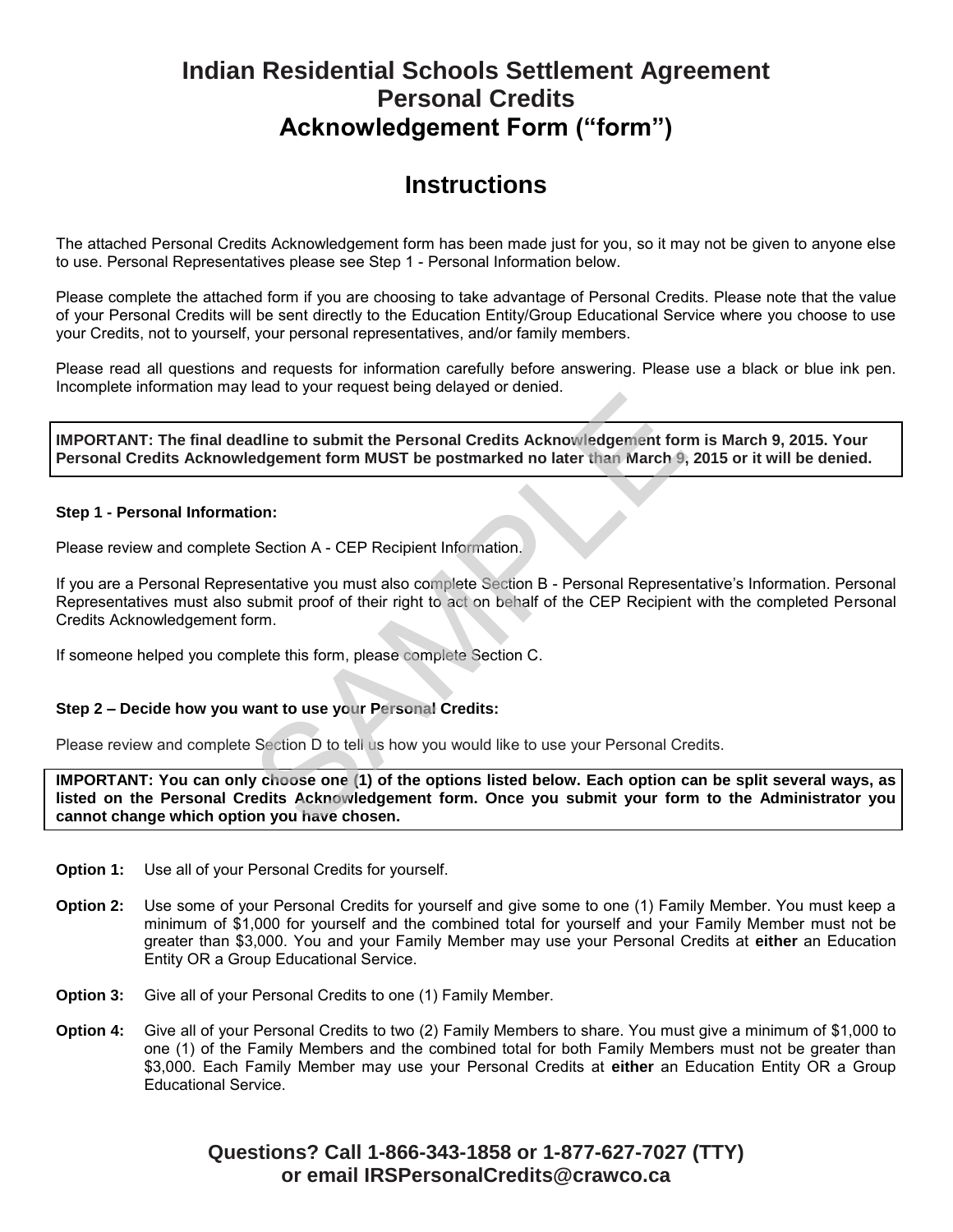# Indian Residential Schools Settlement Agreement
# Personal Credits
# Acknowledgement Form ("form")

## Instructions

The attached Personal Credits Acknowledgement form has been made just for you, so it may not be given to anyone else to use. Personal Representatives please see Step 1 - Personal Information below.

Please complete the attached form if you are choosing to take advantage of Personal Credits. Please note that the value of your Personal Credits will be sent directly to the Education Entity/Group Educational Service where you choose to use your Credits, not to yourself, your personal representatives, and/or family members.

Please read all questions and requests for information carefully before answering. Please use a black or blue ink pen. Incomplete information may lead to your request being delayed or denied.

**IMPORTANT: The final deadline to submit the Personal Credits Acknowledgement form is March 9, 2015. Your Personal Credits Acknowledgement form MUST be postmarked no later than March 9, 2015 or it will be denied.**

**Step 1 - Personal Information:**

Please review and complete Section A - CEP Recipient Information.

If you are a Personal Representative you must also complete Section B - Personal Representative's Information. Personal Representatives must also submit proof of their right to act on behalf of the CEP Recipient with the completed Personal Credits Acknowledgement form.

If someone helped you complete this form, please complete Section C.

**Step 2 – Decide how you want to use your Personal Credits:**

Please review and complete Section D to tell us how you would like to use your Personal Credits.

**IMPORTANT: You can only choose one (1) of the options listed below. Each option can be split several ways, as listed on the Personal Credits Acknowledgement form. Once you submit your form to the Administrator you cannot change which option you have chosen.**

**Option 1:** Use all of your Personal Credits for yourself.

**Option 2:** Use some of your Personal Credits for yourself and give some to one (1) Family Member. You must keep a minimum of $1,000 for yourself and the combined total for yourself and your Family Member must not be greater than $3,000. You and your Family Member may use your Personal Credits at **either** an Education Entity OR a Group Educational Service.

**Option 3:** Give all of your Personal Credits to one (1) Family Member.

**Option 4:** Give all of your Personal Credits to two (2) Family Members to share. You must give a minimum of $1,000 to one (1) of the Family Members and the combined total for both Family Members must not be greater than $3,000. Each Family Member may use your Personal Credits at **either** an Education Entity OR a Group Educational Service.

**Questions? Call 1-866-343-1858 or 1-877-627-7027 (TTY) or email IRSPersonalCredits@crawco.ca**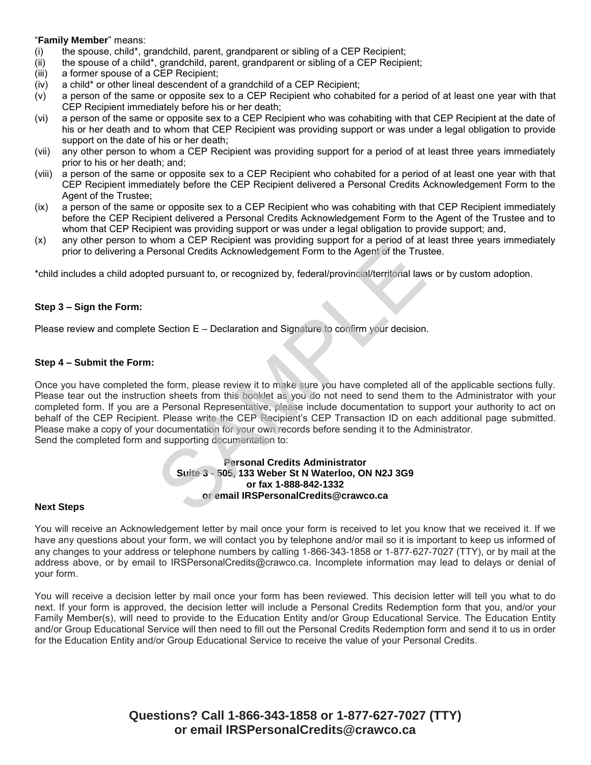"**Family Member**" means:

(i) the spouse, child*, grandchild, parent, grandparent or sibling of a CEP Recipient;

(ii) the spouse of a child*, grandchild, parent, grandparent or sibling of a CEP Recipient;

(iii) a former spouse of a CEP Recipient;

(iv) a child* or other lineal descendent of a grandchild of a CEP Recipient;

(v) a person of the same or opposite sex to a CEP Recipient who cohabited for a period of at least one year with that CEP Recipient immediately before his or her death;

(vi) a person of the same or opposite sex to a CEP Recipient who was cohabiting with that CEP Recipient at the date of his or her death and to whom that CEP Recipient was providing support or was under a legal obligation to provide support on the date of his or her death;

(vii) any other person to whom a CEP Recipient was providing support for a period of at least three years immediately prior to his or her death; and;

(viii) a person of the same or opposite sex to a CEP Recipient who cohabited for a period of at least one year with that CEP Recipient immediately before the CEP Recipient delivered a Personal Credits Acknowledgement Form to the Agent of the Trustee;

(ix) a person of the same or opposite sex to a CEP Recipient who was cohabiting with that CEP Recipient immediately before the CEP Recipient delivered a Personal Credits Acknowledgement Form to the Agent of the Trustee and to whom that CEP Recipient was providing support or was under a legal obligation to provide support; and,

(x) any other person to whom a CEP Recipient was providing support for a period of at least three years immediately prior to delivering a Personal Credits Acknowledgement Form to the Agent of the Trustee.

*child includes a child adopted pursuant to, or recognized by, federal/provincial/territorial laws or by custom adoption.

**Step 3 – Sign the Form:**

Please review and complete Section E – Declaration and Signature to confirm your decision.

**Step 4 – Submit the Form:**

Once you have completed the form, please review it to make sure you have completed all of the applicable sections fully. Please tear out the instruction sheets from this booklet as you do not need to send them to the Administrator with your completed form. If you are a Personal Representative, please include documentation to support your authority to act on behalf of the CEP Recipient. Please write the CEP Recipient's CEP Transaction ID on each additional page submitted. Please make a copy of your documentation for your own records before sending it to the Administrator.
Send the completed form and supporting documentation to:

**Personal Credits Administrator**
**Suite 3 - 505, 133 Weber St N Waterloo, ON N2J 3G9**
**or fax 1-888-842-1332**
**or email IRSPersonalCredits@crawco.ca**

**Next Steps**

You will receive an Acknowledgement letter by mail once your form is received to let you know that we received it. If we have any questions about your form, we will contact you by telephone and/or mail so it is important to keep us informed of any changes to your address or telephone numbers by calling 1-866-343-1858 or 1-877-627-7027 (TTY), or by mail at the address above, or by email to IRSPersonalCredits@crawco.ca. Incomplete information may lead to delays or denial of your form.

You will receive a decision letter by mail once your form has been reviewed. This decision letter will tell you what to do next. If your form is approved, the decision letter will include a Personal Credits Redemption form that you, and/or your Family Member(s), will need to provide to the Education Entity and/or Group Educational Service. The Education Entity and/or Group Educational Service will then need to fill out the Personal Credits Redemption form and send it to us in order for the Education Entity and/or Group Educational Service to receive the value of your Personal Credits.

**Questions? Call 1-866-343-1858 or 1-877-627-7027 (TTY) or email IRSPersonalCredits@crawco.ca**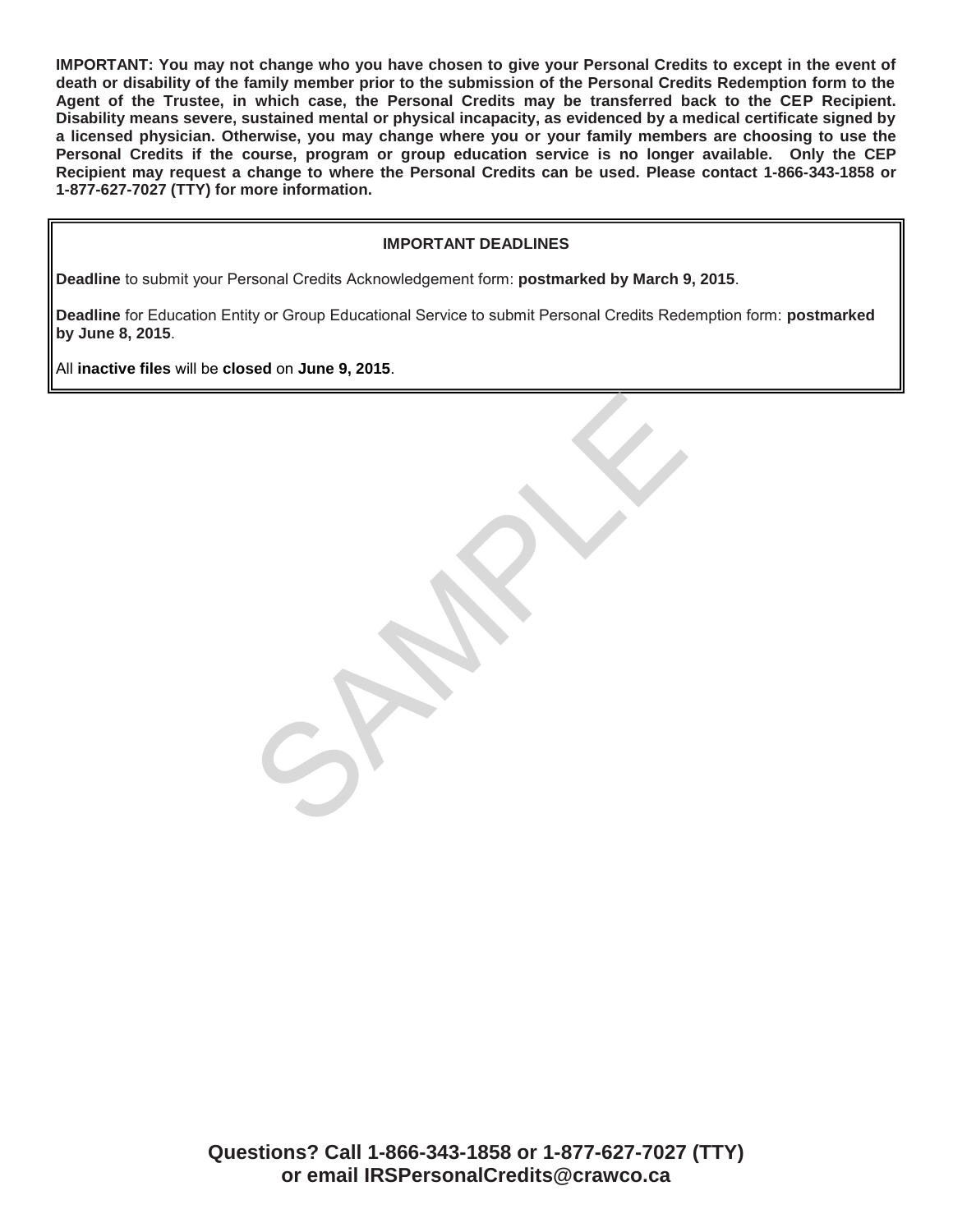**IMPORTANT: You may not change who you have chosen to give your Personal Credits to except in the event of death or disability of the family member prior to the submission of the Personal Credits Redemption form to the Agent of the Trustee, in which case, the Personal Credits may be transferred back to the CEP Recipient. Disability means severe, sustained mental or physical incapacity, as evidenced by a medical certificate signed by a licensed physician. Otherwise, you may change where you or your family members are choosing to use the Personal Credits if the course, program or group education service is no longer available. Only the CEP Recipient may request a change to where the Personal Credits can be used. Please contact 1-866-343-1858 or 1-877-627-7027 (TTY) for more information.**

**IMPORTANT DEADLINES**

**Deadline** to submit your Personal Credits Acknowledgement form: **postmarked by March 9, 2015**.

**Deadline** for Education Entity or Group Educational Service to submit Personal Credits Redemption form: **postmarked by June 8, 2015**.

All **inactive files** will be **closed** on **June 9, 2015**.

SAMPLE

**Questions? Call 1-866-343-1858 or 1-877-627-7027 (TTY) or email IRSPersonalCredits@crawco.ca**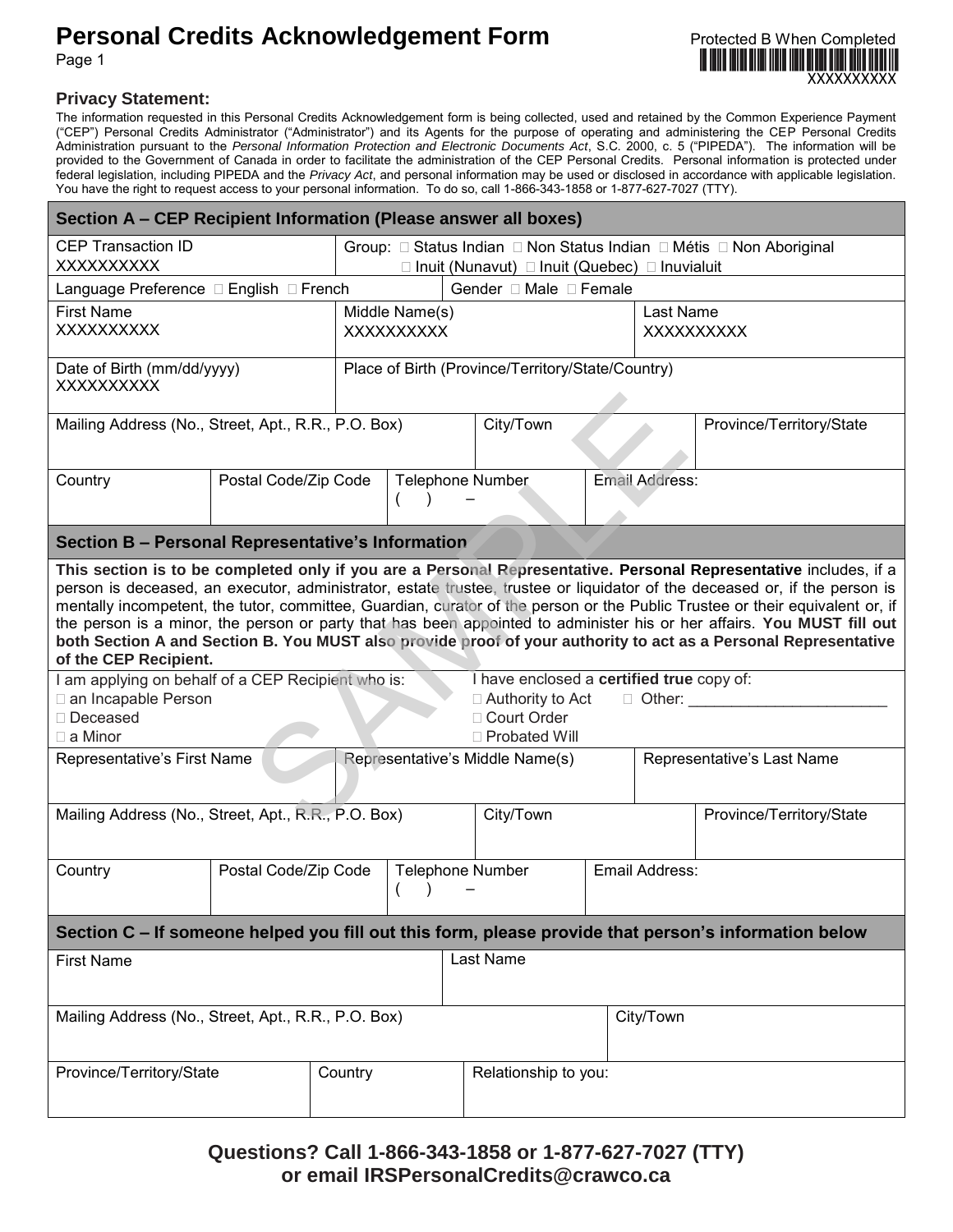# Personal Credits Acknowledgement Form

Page 1

Protected B When Completed

XXXXXXXXXX

### Privacy Statement:

The information requested in this Personal Credits Acknowledgement form is being collected, used and retained by the Common Experience Payment ("CEP") Personal Credits Administrator ("Administrator") and its Agents for the purpose of operating and administering the CEP Personal Credits Administration pursuant to the *Personal Information Protection and Electronic Documents Act*, S.C. 2000, c. 5 ("PIPEDA"). The information will be provided to the Government of Canada in order to facilitate the administration of the CEP Personal Credits. Personal information is protected under federal legislation, including PIPEDA and the *Privacy Act*, and personal information may be used or disclosed in accordance with applicable legislation. You have the right to request access to your personal information. To do so, call 1-866-343-1858 or 1-877-627-7027 (TTY).

## Section A – CEP Recipient Information (Please answer all boxes)

| | | |
|---|---|---|
| CEP Transaction ID XXXXXXXXXX | Group: ☐ Status Indian ☐ Non Status Indian ☐ Métis ☐ Non Aboriginal ☐ Inuit (Nunavut) ☐ Inuit (Quebec) ☐ Inuvialuit | |
| Language Preference ☐ English ☐ French | Gender ☐ Male ☐ Female | |
| First Name XXXXXXXXXX | Middle Name(s) XXXXXXXXXX | Last Name XXXXXXXXXX |
| Date of Birth (mm/dd/yyyy) XXXXXXXXXX | Place of Birth (Province/Territory/State/Country) | |
| Mailing Address (No., Street, Apt., R.R., P.O. Box) | City/Town | Province/Territory/State |

| Country | Postal Code/Zip Code | Telephone Number ( ) – | Email Address: |
|---|---|---|---|
| | | | |

## Section B – Personal Representative's Information

**This section is to be completed only if you are a Personal Representative. Personal Representative** includes, if a person is deceased, an executor, administrator, estate trustee, trustee or liquidator of the deceased or, if the person is mentally incompetent, the tutor, committee, Guardian, curator of the person or the Public Trustee or their equivalent or, if the person is a minor, the person or party that has been appointed to administer his or her affairs. **You MUST fill out both Section A and Section B. You MUST also provide proof of your authority to act as a Personal Representative of the CEP Recipient.**

| I am applying on behalf of a CEP Recipient who is: | I have enclosed a **certified true** copy of: |
|---|---|
| ☐ an Incapable Person | ☐ Authority to Act ☐ Other: \_\_\_\_\_\_\_\_\_\_\_\_\_\_\_\_\_\_\_\_\_\_\_\_ |
| ☐ Deceased | ☐ Court Order |
| ☐ a Minor | ☐ Probated Will |

| Representative's First Name | Representative's Middle Name(s) | Representative's Last Name |
|---|---|---|
| Mailing Address (No., Street, Apt., R.R., P.O. Box) | City/Town | Province/Territory/State |

| Country | Postal Code/Zip Code | Telephone Number ( ) – | Email Address: |
|---|---|---|---|
| | | | |

## Section C – If someone helped you fill out this form, please provide that person's information below

| First Name | Last Name | |
|---|---|---|
| Mailing Address (No., Street, Apt., R.R., P.O. Box) | City/Town | |
| Province/Territory/State | Country | Relationship to you: |

**Questions? Call 1-866-343-1858 or 1-877-627-7027 (TTY) or email IRSPersonalCredits@crawco.ca**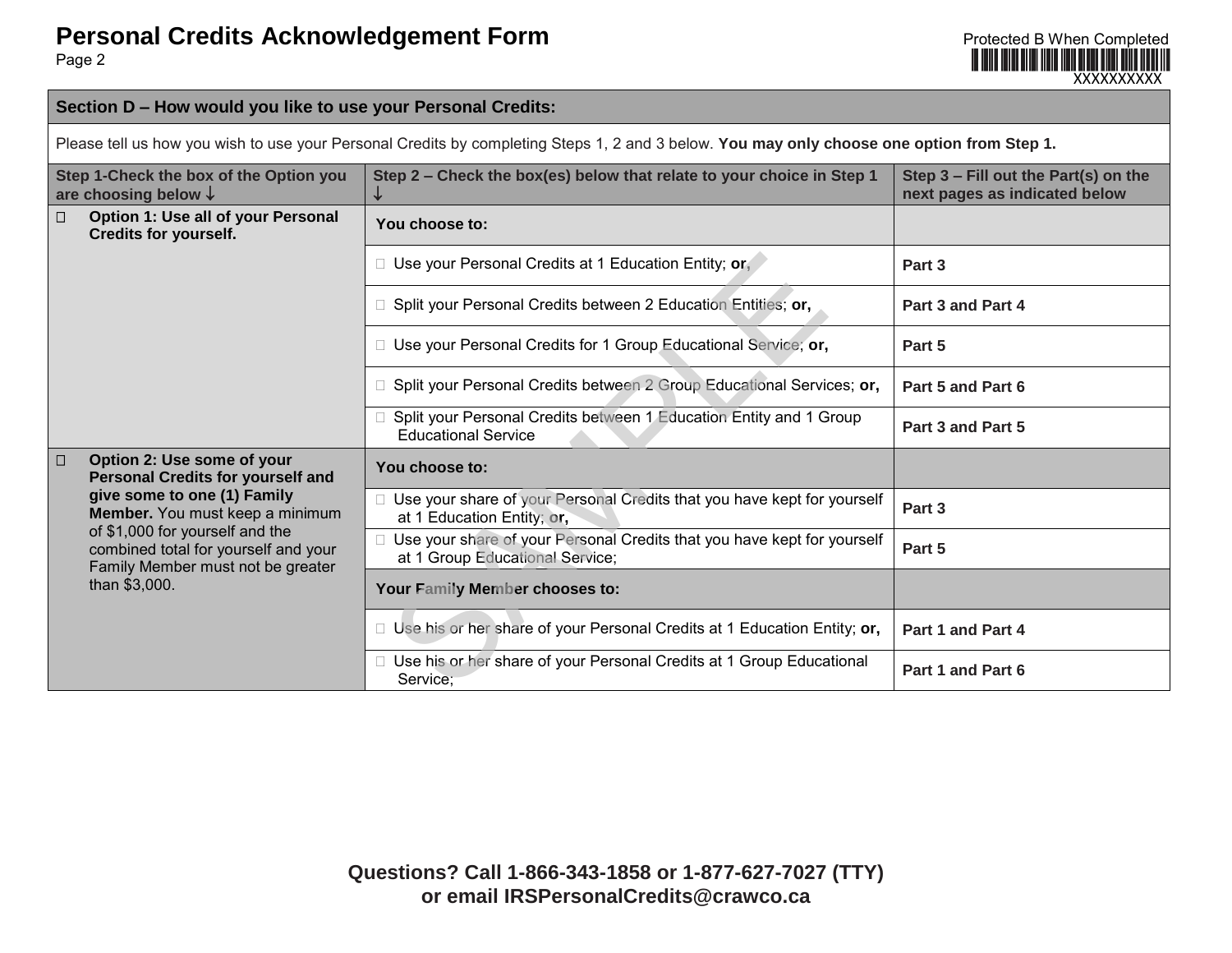# Personal Credits Acknowledgement Form

Page 2

Protected B When Completed

XXXXXXXXXX

## Section D – How would you like to use your Personal Credits:

Please tell us how you wish to use your Personal Credits by completing Steps 1, 2 and 3 below. **You may only choose one option from Step 1.**

| Step 1-Check the box of the Option you are choosing below ↓ | Step 2 – Check the box(es) below that relate to your choice in Step 1 ↓ | Step 3 – Fill out the Part(s) on the next pages as indicated below |
|---|---|---|
| ☐ **Option 1: Use all of your Personal Credits for yourself.** | **You choose to:** | |
| | ☐ Use your Personal Credits at 1 Education Entity; **or,** | **Part 3** |
| | ☐ Split your Personal Credits between 2 Education Entities; **or,** | **Part 3 and Part 4** |
| | ☐ Use your Personal Credits for 1 Group Educational Service; **or,** | **Part 5** |
| | ☐ Split your Personal Credits between 2 Group Educational Services; **or,** | **Part 5 and Part 6** |
| | ☐ Split your Personal Credits between 1 Education Entity and 1 Group Educational Service | **Part 3 and Part 5** |
| ☐ **Option 2: Use some of your Personal Credits for yourself and give some to one (1) Family Member.** You must keep a minimum of $1,000 for yourself and the combined total for yourself and your Family Member must not be greater than $3,000. | **You choose to:** | |
| | ☐ Use your share of your Personal Credits that you have kept for yourself at 1 Education Entity; **or,** | **Part 3** |
| | ☐ Use your share of your Personal Credits that you have kept for yourself at 1 Group Educational Service; | **Part 5** |
| | **Your Family Member chooses to:** | |
| | ☐ Use his or her share of your Personal Credits at 1 Education Entity; **or,** | **Part 1 and Part 4** |
| | ☐ Use his or her share of your Personal Credits at 1 Group Educational Service; | **Part 1 and Part 6** |

**Questions? Call 1-866-343-1858 or 1-877-627-7027 (TTY) or email IRSPersonalCredits@crawco.ca**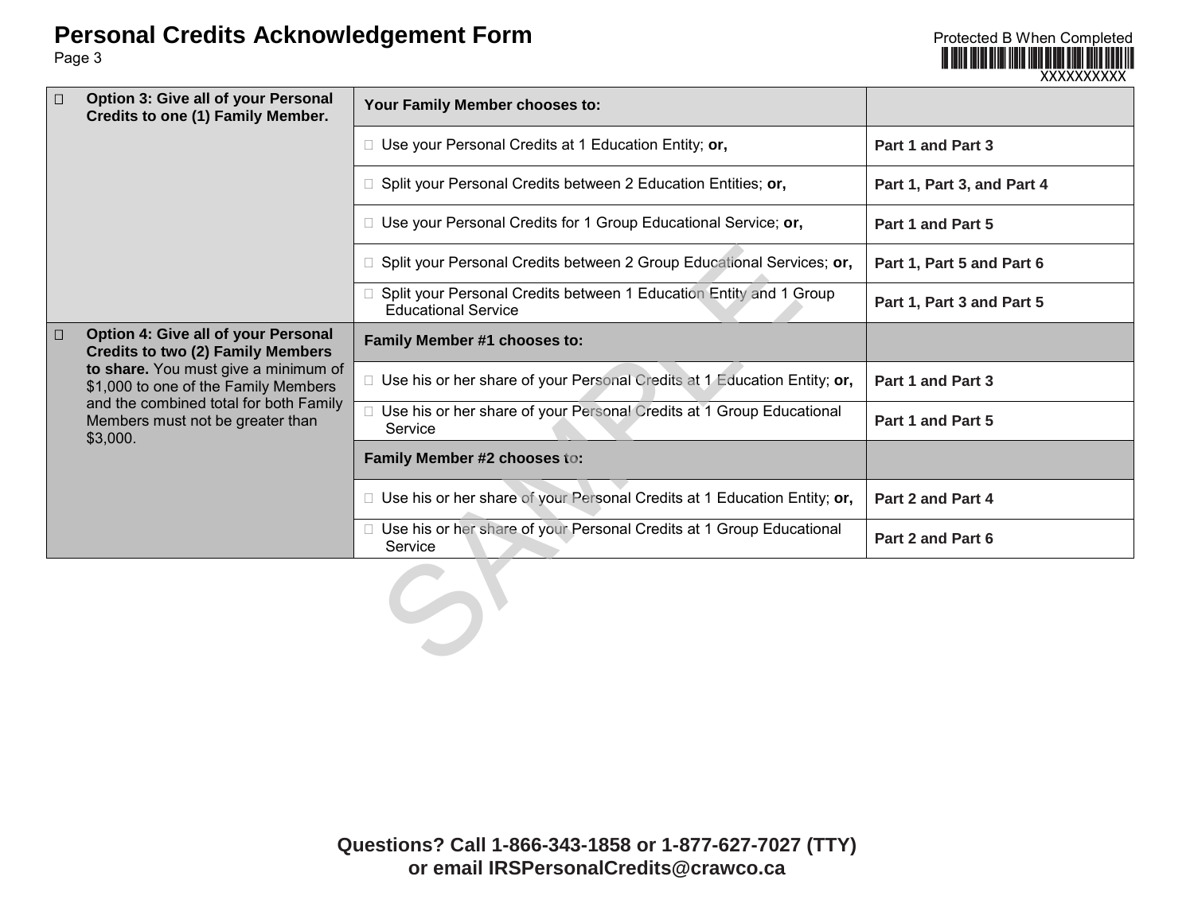# Personal Credits Acknowledgement Form

Page 3

Protected B When Completed

XXXXXXXXXX

| | | |
|---|---|---|
| ☐ **Option 3: Give all of your Personal Credits to one (1) Family Member.** | **Your Family Member chooses to:** | |
| | ☐ Use your Personal Credits at 1 Education Entity; **or,** | **Part 1 and Part 3** |
| | ☐ Split your Personal Credits between 2 Education Entities; **or,** | **Part 1, Part 3, and Part 4** |
| | ☐ Use your Personal Credits for 1 Group Educational Service; **or,** | **Part 1 and Part 5** |
| | ☐ Split your Personal Credits between 2 Group Educational Services; **or,** | **Part 1, Part 5 and Part 6** |
| | ☐ Split your Personal Credits between 1 Education Entity and 1 Group Educational Service | **Part 1, Part 3 and Part 5** |
| ☐ **Option 4: Give all of your Personal Credits to two (2) Family Members to share.** You must give a minimum of $1,000 to one of the Family Members and the combined total for both Family Members must not be greater than $3,000. | **Family Member #1 chooses to:** | |
| | ☐ Use his or her share of your Personal Credits at 1 Education Entity; **or,** | **Part 1 and Part 3** |
| | ☐ Use his or her share of your Personal Credits at 1 Group Educational Service | **Part 1 and Part 5** |
| | **Family Member #2 chooses to:** | |
| | ☐ Use his or her share of your Personal Credits at 1 Education Entity; **or,** | **Part 2 and Part 4** |
| | ☐ Use his or her share of your Personal Credits at 1 Group Educational Service | **Part 2 and Part 6** |

**Questions? Call 1-866-343-1858 or 1-877-627-7027 (TTY) or email IRSPersonalCredits@crawco.ca**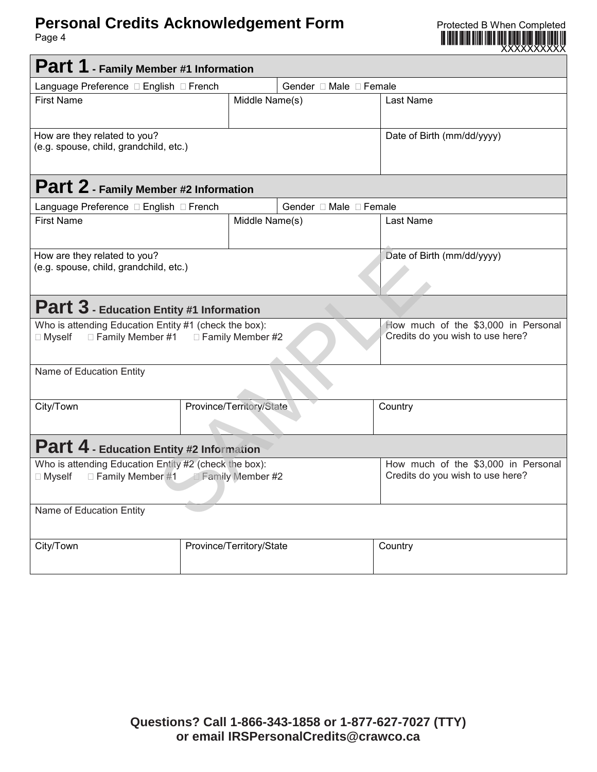# Personal Credits Acknowledgement Form

Page 4

Protected B When Completed

XXXXXXXXXX

## Part 1 - Family Member #1 Information

| Language Preference ☐ English ☐ French | | Gender ☐ Male ☐ Female |
|---|---|---|
| First Name | Middle Name(s) | Last Name |
| How are they related to you? (e.g. spouse, child, grandchild, etc.) | | Date of Birth (mm/dd/yyyy) |

## Part 2 - Family Member #2 Information

| Language Preference ☐ English ☐ French | | Gender ☐ Male ☐ Female |
|---|---|---|
| First Name | Middle Name(s) | Last Name |
| How are they related to you? (e.g. spouse, child, grandchild, etc.) | | Date of Birth (mm/dd/yyyy) |

## Part 3 - Education Entity #1 Information

| Who is attending Education Entity #1 (check the box): ☐ Myself ☐ Family Member #1 ☐ Family Member #2 | | How much of the $3,000 in Personal Credits do you wish to use here? |
|---|---|---|
| Name of Education Entity | | |
| City/Town | Province/Territory/State | Country |

## Part 4 - Education Entity #2 Information

| Who is attending Education Entity #2 (check the box): ☐ Myself ☐ Family Member #1 ☐ Family Member #2 | | How much of the $3,000 in Personal Credits do you wish to use here? |
|---|---|---|
| Name of Education Entity | | |
| City/Town | Province/Territory/State | Country |

SAMPLE

**Questions? Call 1-866-343-1858 or 1-877-627-7027 (TTY) or email IRSPersonalCredits@crawco.ca**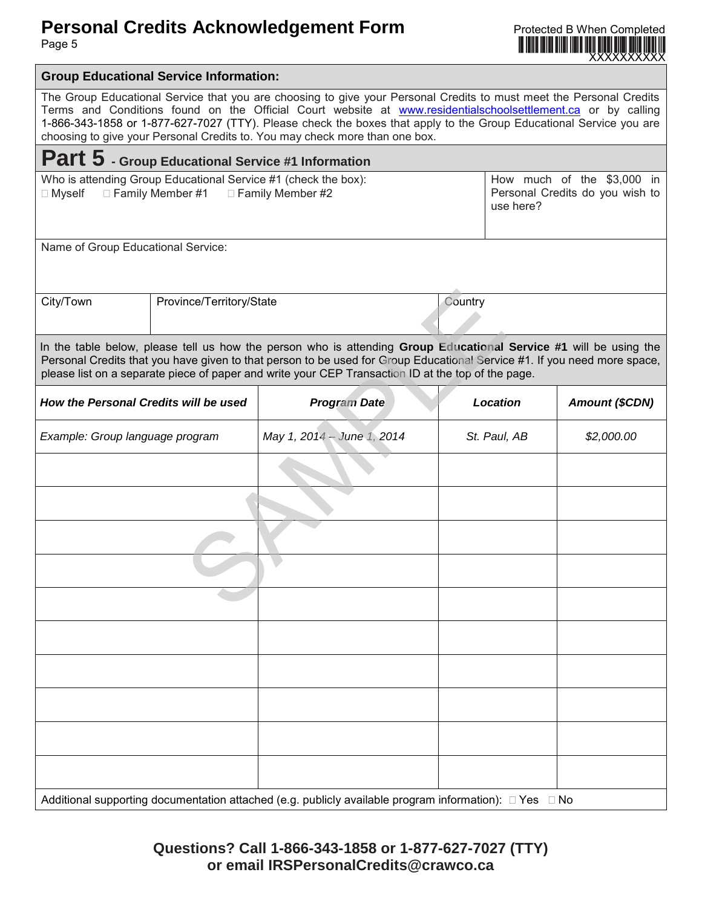# Personal Credits Acknowledgement Form

Protected B When Completed

## Group Educational Service Information:

The Group Educational Service that you are choosing to give your Personal Credits to must meet the Personal Credits Terms and Conditions found on the Official Court website at www.residentialschoolsettlement.ca or by calling 1-866-343-1858 or 1-877-627-7027 (TTY). Please check the boxes that apply to the Group Educational Service you are choosing to give your Personal Credits to. You may check more than one box.

## Part 5 - Group Educational Service #1 Information

Who is attending Group Educational Service #1 (check the box):
☐ Myself ☐ Family Member #1 ☐ Family Member #2

How much of the $3,000 in Personal Credits do you wish to use here?

Name of Group Educational Service:

| City/Town | Province/Territory/State | Country |
|---|---|---|
| | | |

In the table below, please tell us how the person who is attending **Group Educational Service #1** will be using the Personal Credits that you have given to that person to be used for Group Educational Service #1. If you need more space, please list on a separate piece of paper and write your CEP Transaction ID at the top of the page.

| ***How the Personal Credits will be used*** | ***Program Date*** | ***Location*** | ***Amount ($CDN)*** |
|---|---|---|---|
| *Example: Group language program* | *May 1, 2014 – June 1, 2014* | *St. Paul, AB* | *$2,000.00* |
| | | | |
| | | | |
| | | | |
| | | | |
| | | | |
| | | | |
| | | | |
| | | | |
| | | | |
| | | | |

Additional supporting documentation attached (e.g. publicly available program information): ☐ Yes ☐ No

**Questions? Call 1-866-343-1858 or 1-877-627-7027 (TTY) or email IRSPersonalCredits@crawco.ca**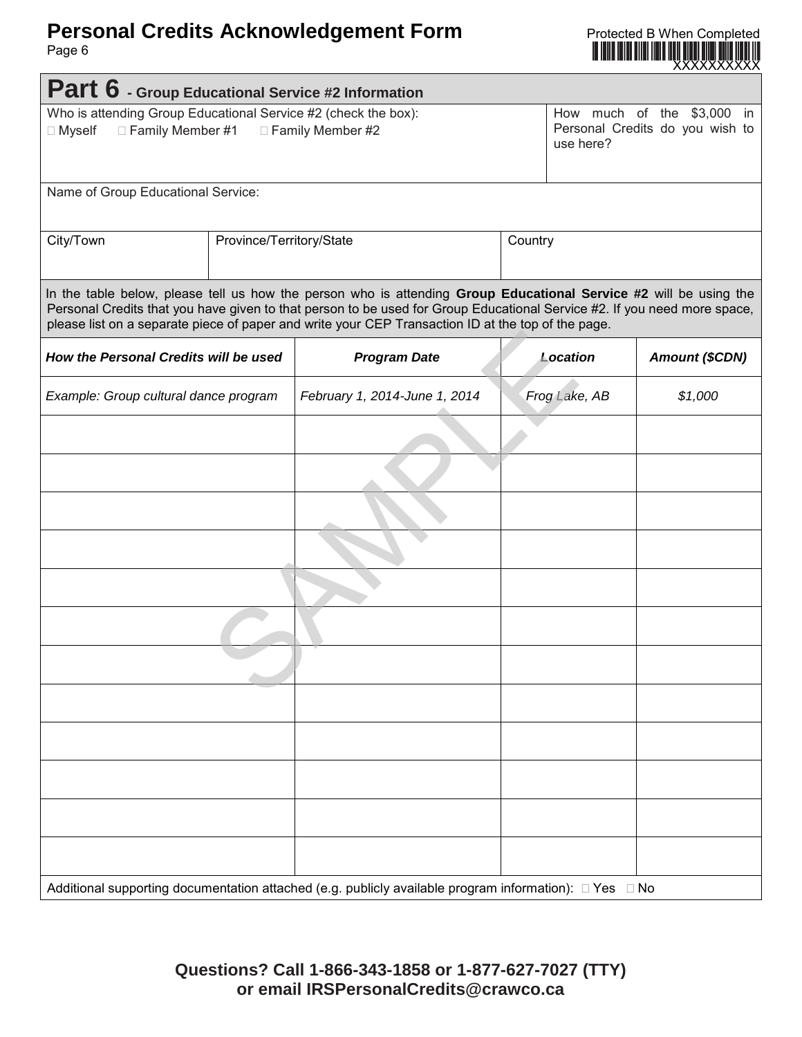# Personal Credits Acknowledgement Form

Protected B When Completed

XXXXXXXXXX

## Part 6 - Group Educational Service #2 Information

| Who is attending Group Educational Service #2 (check the box): ☐ Myself ☐ Family Member #1 ☐ Family Member #2 | How much of the $3,000 in Personal Credits do you wish to use here? |
|---|---|
| | |

Name of Group Educational Service:

| City/Town | Province/Territory/State | Country |
|---|---|---|
| | | |

In the table below, please tell us how the person who is attending **Group Educational Service #2** will be using the Personal Credits that you have given to that person to be used for Group Educational Service #2. If you need more space, please list on a separate piece of paper and write your CEP Transaction ID at the top of the page.

| ***How the Personal Credits will be used*** | ***Program Date*** | ***Location*** | ***Amount ($CDN)*** |
|---|---|---|---|
| *Example: Group cultural dance program* | *February 1, 2014-June 1, 2014* | *Frog Lake, AB* | *$1,000* |
| | | | |
| | | | |
| | | | |
| | | | |
| | | | |
| | | | |
| | | | |
| | | | |
| | | | |
| | | | |
| | | | |
| | | | |

Additional supporting documentation attached (e.g. publicly available program information): ☐ Yes ☐ No

**Questions? Call 1-866-343-1858 or 1-877-627-7027 (TTY) or email IRSPersonalCredits@crawco.ca**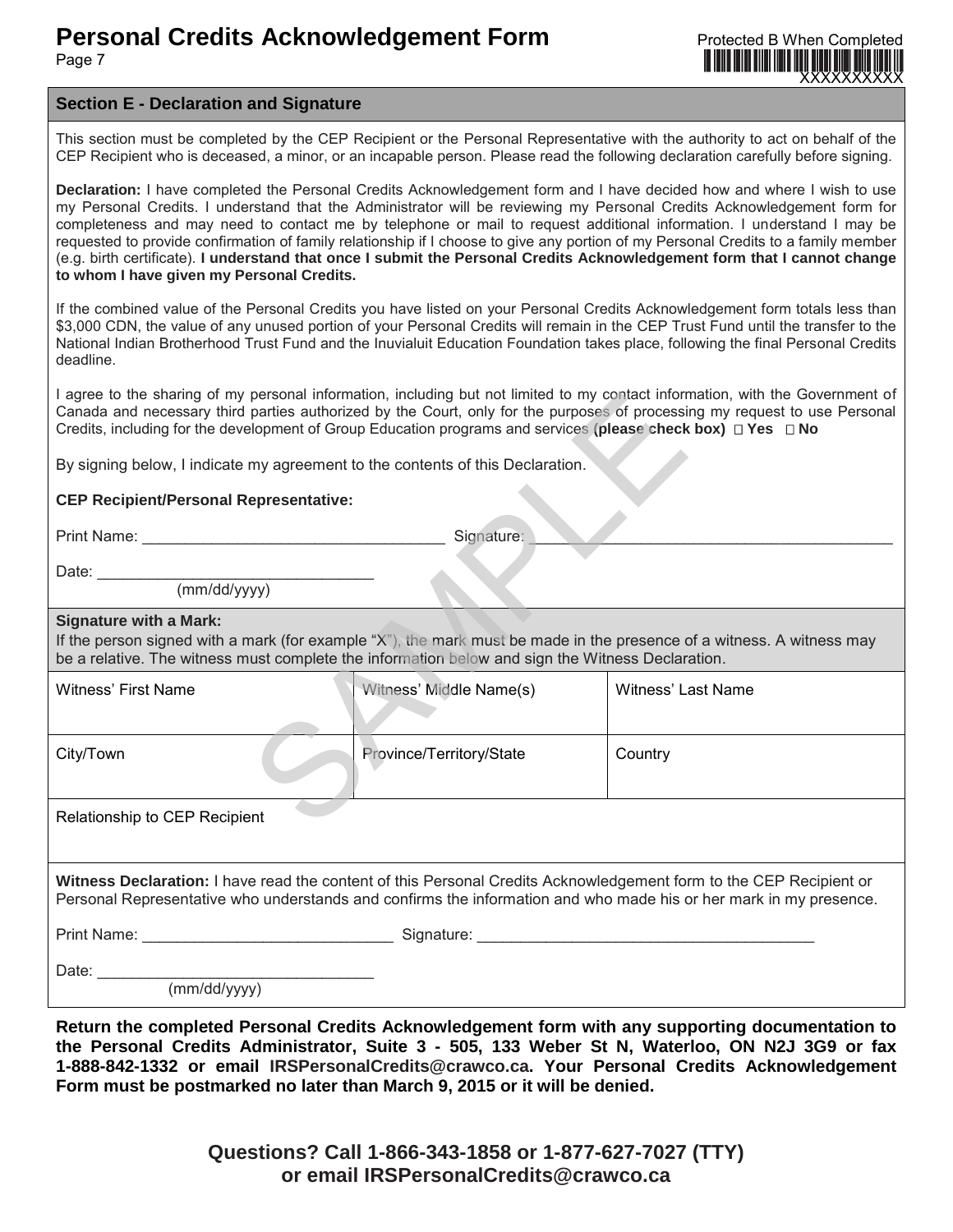# Personal Credits Acknowledgement Form

Protected B When Completed

XXXXXXXXXX

## Section E - Declaration and Signature

This section must be completed by the CEP Recipient or the Personal Representative with the authority to act on behalf of the CEP Recipient who is deceased, a minor, or an incapable person. Please read the following declaration carefully before signing.

**Declaration:** I have completed the Personal Credits Acknowledgement form and I have decided how and where I wish to use my Personal Credits. I understand that the Administrator will be reviewing my Personal Credits Acknowledgement form for completeness and may need to contact me by telephone or mail to request additional information. I understand I may be requested to provide confirmation of family relationship if I choose to give any portion of my Personal Credits to a family member (e.g. birth certificate). **I understand that once I submit the Personal Credits Acknowledgement form that I cannot change to whom I have given my Personal Credits.**

If the combined value of the Personal Credits you have listed on your Personal Credits Acknowledgement form totals less than $3,000 CDN, the value of any unused portion of your Personal Credits will remain in the CEP Trust Fund until the transfer to the National Indian Brotherhood Trust Fund and the Inuvialuit Education Foundation takes place, following the final Personal Credits deadline.

I agree to the sharing of my personal information, including but not limited to my contact information, with the Government of Canada and necessary third parties authorized by the Court, only for the purposes of processing my request to use Personal Credits, including for the development of Group Education programs and services **(please check box) ☐ Yes ☐ No**

By signing below, I indicate my agreement to the contents of this Declaration.

**CEP Recipient/Personal Representative:**

Print Name: ___________________________________ Signature: ___________________________________________

Date: _______________________________
(mm/dd/yyyy)

**Signature with a Mark:**
If the person signed with a mark (for example "X"), the mark must be made in the presence of a witness. A witness may be a relative. The witness must complete the information below and sign the Witness Declaration.

| | | |
|---|---|---|
| Witness' First Name | Witness' Middle Name(s) | Witness' Last Name |
| City/Town | Province/Territory/State | Country |
| Relationship to CEP Recipient | | |

**Witness Declaration:** I have read the content of this Personal Credits Acknowledgement form to the CEP Recipient or Personal Representative who understands and confirms the information and who made his or her mark in my presence.

Print Name: _____________________________ Signature: _______________________________________

Date: _______________________________
(mm/dd/yyyy)

**Return the completed Personal Credits Acknowledgement form with any supporting documentation to the Personal Credits Administrator, Suite 3 - 505, 133 Weber St N, Waterloo, ON N2J 3G9 or fax 1-888-842-1332 or email IRSPersonalCredits@crawco.ca. Your Personal Credits Acknowledgement Form must be postmarked no later than March 9, 2015 or it will be denied.**

**Questions? Call 1-866-343-1858 or 1-877-627-7027 (TTY) or email IRSPersonalCredits@crawco.ca**